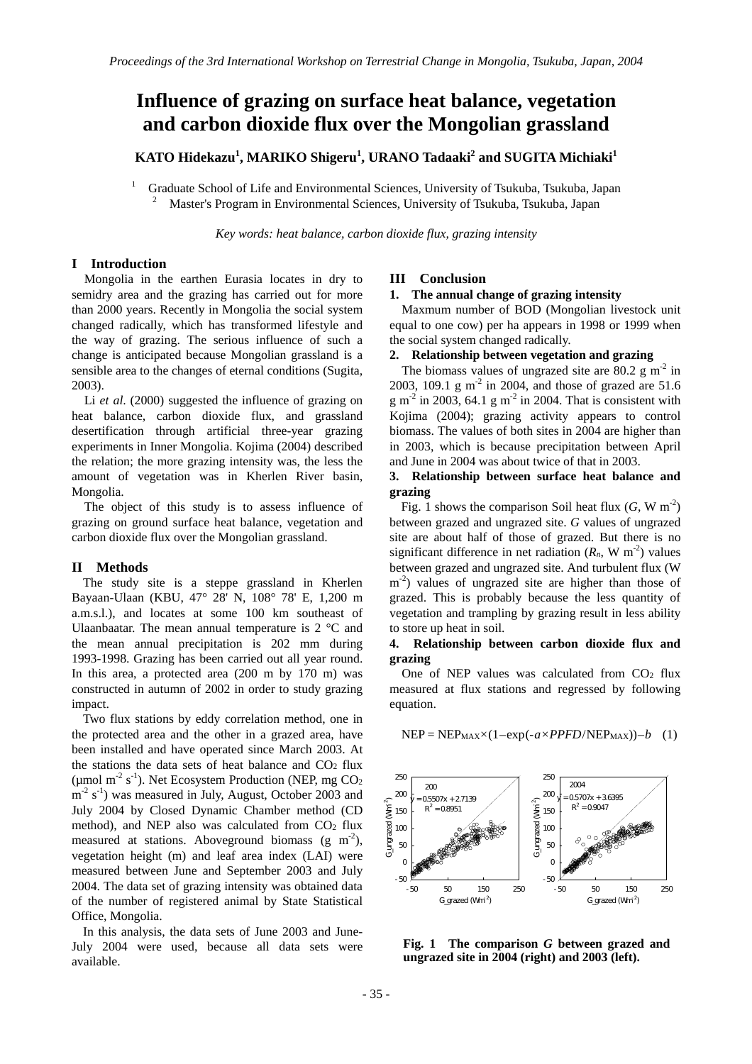# Influence of grazing on surface heat balance, vegetation and carbon dioxide flux over the Mongolian grassland

**KATO Hidekazu[1], MARIKO Shigeru[1], URANO Tadaaki[2] and SUGITA Michiaki[1]**

[1] Graduate School of Life and Environmental Sciences, University of Tsukuba, Tsukuba, Japan
[2] Master's Program in Environmental Sciences, University of Tsukuba, Tsukuba, Japan

*Key words: heat balance, carbon dioxide flux, grazing intensity*

## I Introduction

Mongolia in the earthen Eurasia locates in dry to semidry area and the grazing has carried out for more than 2000 years. Recently in Mongolia the social system changed radically, which has transformed lifestyle and the way of grazing. The serious influence of such a change is anticipated because Mongolian grassland is a sensible area to the changes of eternal conditions (Sugita, 2003).

Li *et al*. (2000) suggested the influence of grazing on heat balance, carbon dioxide flux, and grassland desertification through artificial three-year grazing experiments in Inner Mongolia. Kojima (2004) described the relation; the more grazing intensity was, the less the amount of vegetation was in Kherlen River basin, Mongolia.

The object of this study is to assess influence of grazing on ground surface heat balance, vegetation and carbon dioxide flux over the Mongolian grassland.

## II Methods

The study site is a steppe grassland in Kherlen Bayaan-Ulaan (KBU, 47° 28' N, 108° 78' E, 1,200 m a.m.s.l.), and locates at some 100 km southeast of Ulaanbaatar. The mean annual temperature is 2 °C and the mean annual precipitation is 202 mm during 1993-1998. Grazing has been carried out all year round. In this area, a protected area (200 m by 170 m) was constructed in autumn of 2002 in order to study grazing impact.

Two flux stations by eddy correlation method, one in the protected area and the other in a grazed area, have been installed and have operated since March 2003. At the stations the data sets of heat balance and $CO_2$ flux (μmol $m^{-2}$ $s^{-1}$). Net Ecosystem Production (NEP, mg $CO_2$ $m^{-2}$ $s^{-1}$) was measured in July, August, October 2003 and July 2004 by Closed Dynamic Chamber method (CD method), and NEP also was calculated from $CO_2$ flux measured at stations. Aboveground biomass (g $m^{-2}$), vegetation height (m) and leaf area index (LAI) were measured between June and September 2003 and July 2004. The data set of grazing intensity was obtained data of the number of registered animal by State Statistical Office, Mongolia.

In this analysis, the data sets of June 2003 and June-July 2004 were used, because all data sets were available.

## III Conclusion

### 1. The annual change of grazing intensity

Maxmum number of BOD (Mongolian livestock unit equal to one cow) per ha appears in 1998 or 1999 when the social system changed radically.

### 2. Relationship between vegetation and grazing

The biomass values of ungrazed site are 80.2 g $m^{-2}$ in 2003, 109.1 g $m^{-2}$ in 2004, and those of grazed are 51.6 g $m^{-2}$ in 2003, 64.1 g $m^{-2}$ in 2004. That is consistent with Kojima (2004); grazing activity appears to control biomass. The values of both sites in 2004 are higher than in 2003, which is because precipitation between April and June in 2004 was about twice of that in 2003.

### 3. Relationship between surface heat balance and grazing

Fig. 1 shows the comparison Soil heat flux ($G$, W $m^{-2}$) between grazed and ungrazed site. $G$ values of ungrazed site are about half of those of grazed. But there is no significant difference in net radiation ($R_n$, W $m^{-2}$) values between grazed and ungrazed site. And turbulent flux (W $m^{-2}$) values of ungrazed site are higher than those of grazed. This is probably because the less quantity of vegetation and trampling by grazing result in less ability to store up heat in soil.

### 4. Relationship between carbon dioxide flux and grazing

One of NEP values was calculated from $CO_2$ flux measured at flux stations and regressed by following equation.

$$NEP = NEP_{MAX} \times (1 - \exp(-a \times PPFD / NEP_{MAX})) - b \quad (1)$$

2003: $y = 0.5507x + 2.7139$, $R^2 = 0.8951$
2004: $y = 0.5707x + 3.6395$, $R^2 = 0.9047$

**Fig. 1 The comparison $G$ between grazed and ungrazed site in 2004 (right) and 2003 (left).**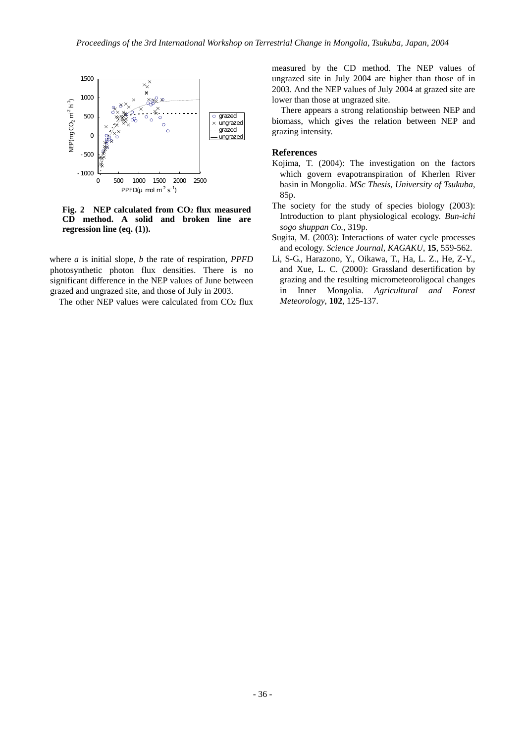1500
1000
500
0
-500
-1000
0 500 1000 1500 2000 2500
NEP(mgCO$_2$ m$^{-2}$ h$^{-1}$)
PPFD(μ mol m$^{-2}$ s$^{-1}$)
○ grazed
× ungrazed
grazed
ungrazed

**Fig. 2 NEP calculated from $CO_2$ flux measured CD method. A solid and broken line are regression line (eq. (1)).**

where *a* is initial slope, *b* the rate of respiration, *PPFD* photosynthetic photon flux densities. There is no significant difference in the NEP values of June between grazed and ungrazed site, and those of July in 2003.

The other NEP values were calculated from $CO_2$ flux measured by the CD method. The NEP values of ungrazed site in July 2004 are higher than those of in 2003. And the NEP values of July 2004 at grazed site are lower than those at ungrazed site.

There appears a strong relationship between NEP and biomass, which gives the relation between NEP and grazing intensity.

## References

Kojima, T. (2004): The investigation on the factors which govern evapotranspiration of Kherlen River basin in Mongolia. *MSc Thesis, University of Tsukuba*, 85p.

The society for the study of species biology (2003): Introduction to plant physiological ecology. *Bun-ichi sogo shuppan Co.*, 319p.

Sugita, M. (2003): Interactions of water cycle processes and ecology. *Science Journal, KAGAKU*, **15**, 559-562.

Li, S-G., Harazono, Y., Oikawa, T., Ha, L. Z., He, Z-Y., and Xue, L. C. (2000): Grassland desertification by grazing and the resulting micrometeoroligocal changes in Inner Mongolia. *Agricultural and Forest Meteorology*, **102**, 125-137.